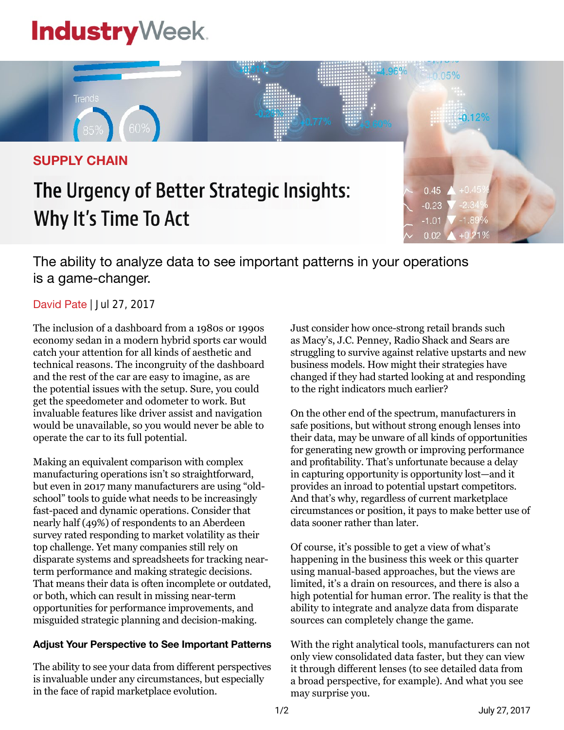IndustryWeek

SUPPLY CHAIN

# The Urgency of Better Strategic Insights: Why It's Time To Act

The ability to analyze data to see important patterns in your operations is a game-changer.

David Pate | Jul 27, 2017

The inclusion of a dashboard from a 1980s or 1990s economy sedan in a modern hybrid sports car would catch your attention for all kinds of aesthetic and technical reasons. The incongruity of the dashboard and the rest of the car are easy to imagine, as are the potential issues with the setup. Sure, you could get the speedometer and odometer to work. But invaluable features like driver assist and navigation would be unavailable, so you would never be able to operate the car to its full potential.

Making an equivalent comparison with complex manufacturing operations isn't so straightforward, but even in 2017 many manufacturers are using "old-school" tools to guide what needs to be increasingly fast-paced and dynamic operations. Consider that nearly half (49%) of respondents to an Aberdeen survey rated responding to market volatility as their top challenge. Yet many companies still rely on disparate systems and spreadsheets for tracking near-term performance and making strategic decisions. That means their data is often incomplete or outdated, or both, which can result in missing near-term opportunities for performance improvements, and misguided strategic planning and decision-making.

**Adjust Your Perspective to See Important Patterns**

The ability to see your data from different perspectives is invaluable under any circumstances, but especially in the face of rapid marketplace evolution.

Just consider how once-strong retail brands such as Macy's, J.C. Penney, Radio Shack and Sears are struggling to survive against relative upstarts and new business models. How might their strategies have changed if they had started looking at and responding to the right indicators much earlier?

On the other end of the spectrum, manufacturers in safe positions, but without strong enough lenses into their data, may be unware of all kinds of opportunities for generating new growth or improving performance and profitability. That's unfortunate because a delay in capturing opportunity is opportunity lost—and it provides an inroad to potential upstart competitors. And that's why, regardless of current marketplace circumstances or position, it pays to make better use of data sooner rather than later.

Of course, it's possible to get a view of what's happening in the business this week or this quarter using manual-based approaches, but the views are limited, it's a drain on resources, and there is also a high potential for human error. The reality is that the ability to integrate and analyze data from disparate sources can completely change the game.

With the right analytical tools, manufacturers can not only view consolidated data faster, but they can view it through different lenses (to see detailed data from a broad perspective, for example). And what you see may surprise you.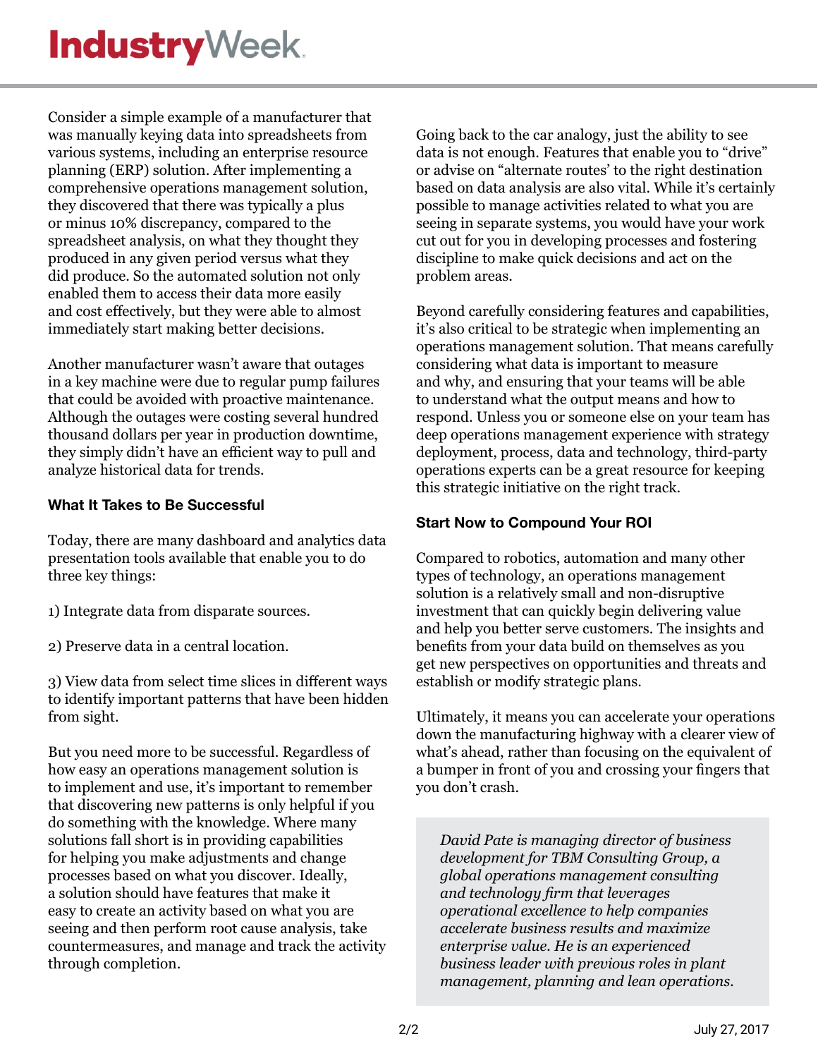Consider a simple example of a manufacturer that was manually keying data into spreadsheets from various systems, including an enterprise resource planning (ERP) solution. After implementing a comprehensive operations management solution, they discovered that there was typically a plus or minus 10% discrepancy, compared to the spreadsheet analysis, on what they thought they produced in any given period versus what they did produce. So the automated solution not only enabled them to access their data more easily and cost effectively, but they were able to almost immediately start making better decisions.

Another manufacturer wasn't aware that outages in a key machine were due to regular pump failures that could be avoided with proactive maintenance. Although the outages were costing several hundred thousand dollars per year in production downtime, they simply didn't have an efficient way to pull and analyze historical data for trends.

### What It Takes to Be Successful

Today, there are many dashboard and analytics data presentation tools available that enable you to do three key things:

1) Integrate data from disparate sources.

2) Preserve data in a central location.

3) View data from select time slices in different ways to identify important patterns that have been hidden from sight.

But you need more to be successful. Regardless of how easy an operations management solution is to implement and use, it's important to remember that discovering new patterns is only helpful if you do something with the knowledge. Where many solutions fall short is in providing capabilities for helping you make adjustments and change processes based on what you discover. Ideally, a solution should have features that make it easy to create an activity based on what you are seeing and then perform root cause analysis, take countermeasures, and manage and track the activity through completion.

Going back to the car analogy, just the ability to see data is not enough. Features that enable you to "drive" or advise on "alternate routes' to the right destination based on data analysis are also vital. While it's certainly possible to manage activities related to what you are seeing in separate systems, you would have your work cut out for you in developing processes and fostering discipline to make quick decisions and act on the problem areas.

Beyond carefully considering features and capabilities, it's also critical to be strategic when implementing an operations management solution. That means carefully considering what data is important to measure and why, and ensuring that your teams will be able to understand what the output means and how to respond. Unless you or someone else on your team has deep operations management experience with strategy deployment, process, data and technology, third-party operations experts can be a great resource for keeping this strategic initiative on the right track.

### Start Now to Compound Your ROI

Compared to robotics, automation and many other types of technology, an operations management solution is a relatively small and non-disruptive investment that can quickly begin delivering value and help you better serve customers. The insights and benefits from your data build on themselves as you get new perspectives on opportunities and threats and establish or modify strategic plans.

Ultimately, it means you can accelerate your operations down the manufacturing highway with a clearer view of what's ahead, rather than focusing on the equivalent of a bumper in front of you and crossing your fingers that you don't crash.

*David Pate is managing director of business development for TBM Consulting Group, a global operations management consulting and technology firm that leverages operational excellence to help companies accelerate business results and maximize enterprise value. He is an experienced business leader with previous roles in plant management, planning and lean operations.*